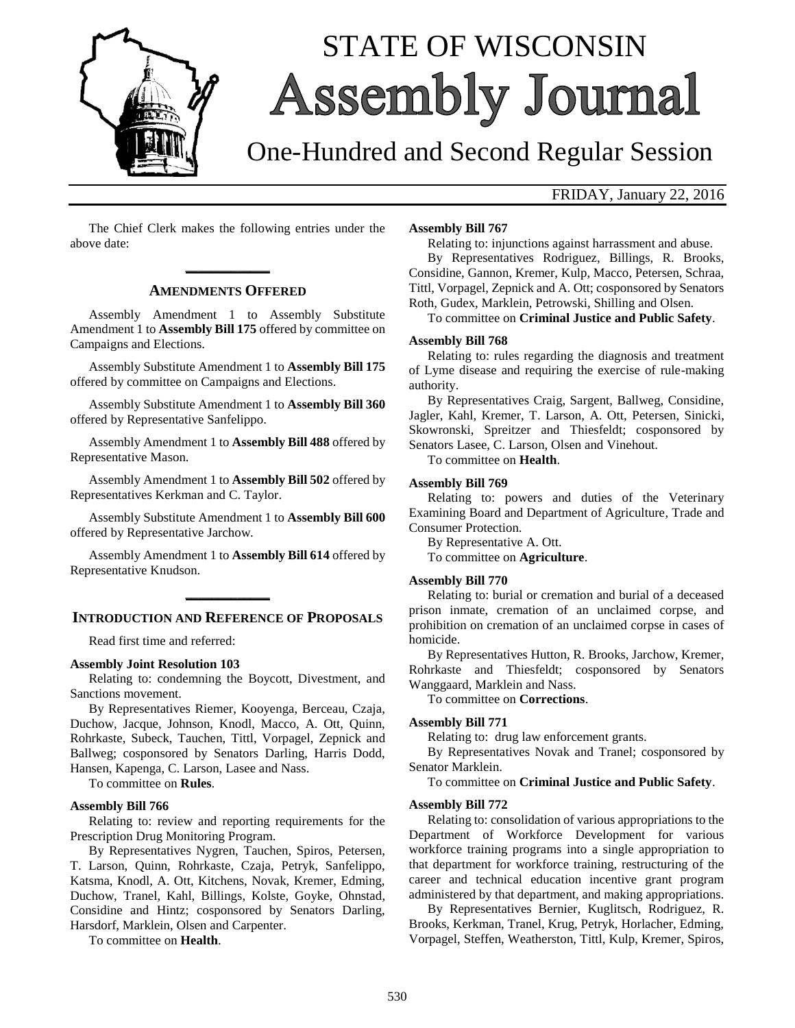# STATE OF WISCONSIN Assembly Journal

## One-Hundred and Second Regular Session

FRIDAY, January 22, 2016

The Chief Clerk makes the following entries under the above date:

## AMENDMENTS OFFERED

Assembly Amendment 1 to Assembly Substitute Amendment 1 to **Assembly Bill 175** offered by committee on Campaigns and Elections.

Assembly Substitute Amendment 1 to **Assembly Bill 175** offered by committee on Campaigns and Elections.

Assembly Substitute Amendment 1 to **Assembly Bill 360** offered by Representative Sanfelippo.

Assembly Amendment 1 to **Assembly Bill 488** offered by Representative Mason.

Assembly Amendment 1 to **Assembly Bill 502** offered by Representatives Kerkman and C. Taylor.

Assembly Substitute Amendment 1 to **Assembly Bill 600** offered by Representative Jarchow.

Assembly Amendment 1 to **Assembly Bill 614** offered by Representative Knudson.

## INTRODUCTION AND REFERENCE OF PROPOSALS

Read first time and referred:

**Assembly Joint Resolution 103**

Relating to: condemning the Boycott, Divestment, and Sanctions movement.

By Representatives Riemer, Kooyenga, Berceau, Czaja, Duchow, Jacque, Johnson, Knodl, Macco, A. Ott, Quinn, Rohrkaste, Subeck, Tauchen, Tittl, Vorpagel, Zepnick and Ballweg; cosponsored by Senators Darling, Harris Dodd, Hansen, Kapenga, C. Larson, Lasee and Nass.

To committee on **Rules**.

**Assembly Bill 766**

Relating to: review and reporting requirements for the Prescription Drug Monitoring Program.

By Representatives Nygren, Tauchen, Spiros, Petersen, T. Larson, Quinn, Rohrkaste, Czaja, Petryk, Sanfelippo, Katsma, Knodl, A. Ott, Kitchens, Novak, Kremer, Edming, Duchow, Tranel, Kahl, Billings, Kolste, Goyke, Ohnstad, Considine and Hintz; cosponsored by Senators Darling, Harsdorf, Marklein, Olsen and Carpenter.

To committee on **Health**.

**Assembly Bill 767**

Relating to: injunctions against harrassment and abuse.

By Representatives Rodriguez, Billings, R. Brooks, Considine, Gannon, Kremer, Kulp, Macco, Petersen, Schraa, Tittl, Vorpagel, Zepnick and A. Ott; cosponsored by Senators Roth, Gudex, Marklein, Petrowski, Shilling and Olsen.

To committee on **Criminal Justice and Public Safety**.

**Assembly Bill 768**

Relating to: rules regarding the diagnosis and treatment of Lyme disease and requiring the exercise of rule-making authority.

By Representatives Craig, Sargent, Ballweg, Considine, Jagler, Kahl, Kremer, T. Larson, A. Ott, Petersen, Sinicki, Skowronski, Spreitzer and Thiesfeldt; cosponsored by Senators Lasee, C. Larson, Olsen and Vinehout.

To committee on **Health**.

**Assembly Bill 769**

Relating to: powers and duties of the Veterinary Examining Board and Department of Agriculture, Trade and Consumer Protection.

By Representative A. Ott.

To committee on **Agriculture**.

**Assembly Bill 770**

Relating to: burial or cremation and burial of a deceased prison inmate, cremation of an unclaimed corpse, and prohibition on cremation of an unclaimed corpse in cases of homicide.

By Representatives Hutton, R. Brooks, Jarchow, Kremer, Rohrkaste and Thiesfeldt; cosponsored by Senators Wanggaard, Marklein and Nass.

To committee on **Corrections**.

**Assembly Bill 771**

Relating to: drug law enforcement grants.

By Representatives Novak and Tranel; cosponsored by Senator Marklein.

To committee on **Criminal Justice and Public Safety**.

**Assembly Bill 772**

Relating to: consolidation of various appropriations to the Department of Workforce Development for various workforce training programs into a single appropriation to that department for workforce training, restructuring of the career and technical education incentive grant program administered by that department, and making appropriations.

By Representatives Bernier, Kuglitsch, Rodriguez, R. Brooks, Kerkman, Tranel, Krug, Petryk, Horlacher, Edming, Vorpagel, Steffen, Weatherston, Tittl, Kulp, Kremer, Spiros,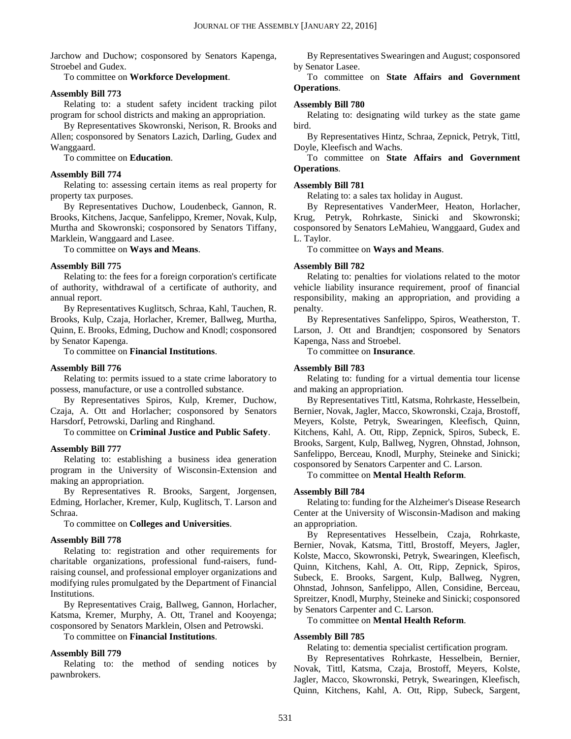Jarchow and Duchow; cosponsored by Senators Kapenga, Stroebel and Gudex.

To committee on **Workforce Development**.

**Assembly Bill 773**

Relating to: a student safety incident tracking pilot program for school districts and making an appropriation.

By Representatives Skowronski, Nerison, R. Brooks and Allen; cosponsored by Senators Lazich, Darling, Gudex and Wanggaard.

To committee on **Education**.

**Assembly Bill 774**

Relating to: assessing certain items as real property for property tax purposes.

By Representatives Duchow, Loudenbeck, Gannon, R. Brooks, Kitchens, Jacque, Sanfelippo, Kremer, Novak, Kulp, Murtha and Skowronski; cosponsored by Senators Tiffany, Marklein, Wanggaard and Lasee.

To committee on **Ways and Means**.

**Assembly Bill 775**

Relating to: the fees for a foreign corporation's certificate of authority, withdrawal of a certificate of authority, and annual report.

By Representatives Kuglitsch, Schraa, Kahl, Tauchen, R. Brooks, Kulp, Czaja, Horlacher, Kremer, Ballweg, Murtha, Quinn, E. Brooks, Edming, Duchow and Knodl; cosponsored by Senator Kapenga.

To committee on **Financial Institutions**.

**Assembly Bill 776**

Relating to: permits issued to a state crime laboratory to possess, manufacture, or use a controlled substance.

By Representatives Spiros, Kulp, Kremer, Duchow, Czaja, A. Ott and Horlacher; cosponsored by Senators Harsdorf, Petrowski, Darling and Ringhand.

To committee on **Criminal Justice and Public Safety**.

**Assembly Bill 777**

Relating to: establishing a business idea generation program in the University of Wisconsin-Extension and making an appropriation.

By Representatives R. Brooks, Sargent, Jorgensen, Edming, Horlacher, Kremer, Kulp, Kuglitsch, T. Larson and Schraa.

To committee on **Colleges and Universities**.

**Assembly Bill 778**

Relating to: registration and other requirements for charitable organizations, professional fund-raisers, fund-raising counsel, and professional employer organizations and modifying rules promulgated by the Department of Financial Institutions.

By Representatives Craig, Ballweg, Gannon, Horlacher, Katsma, Kremer, Murphy, A. Ott, Tranel and Kooyenga; cosponsored by Senators Marklein, Olsen and Petrowski.

To committee on **Financial Institutions**.

**Assembly Bill 779**

Relating to: the method of sending notices by pawnbrokers.

By Representatives Swearingen and August; cosponsored by Senator Lasee.

To committee on **State Affairs and Government Operations**.

**Assembly Bill 780**

Relating to: designating wild turkey as the state game bird.

By Representatives Hintz, Schraa, Zepnick, Petryk, Tittl, Doyle, Kleefisch and Wachs.

To committee on **State Affairs and Government Operations**.

**Assembly Bill 781**

Relating to: a sales tax holiday in August.

By Representatives VanderMeer, Heaton, Horlacher, Krug, Petryk, Rohrkaste, Sinicki and Skowronski; cosponsored by Senators LeMahieu, Wanggaard, Gudex and L. Taylor.

To committee on **Ways and Means**.

**Assembly Bill 782**

Relating to: penalties for violations related to the motor vehicle liability insurance requirement, proof of financial responsibility, making an appropriation, and providing a penalty.

By Representatives Sanfelippo, Spiros, Weatherston, T. Larson, J. Ott and Brandtjen; cosponsored by Senators Kapenga, Nass and Stroebel.

To committee on **Insurance**.

**Assembly Bill 783**

Relating to: funding for a virtual dementia tour license and making an appropriation.

By Representatives Tittl, Katsma, Rohrkaste, Hesselbein, Bernier, Novak, Jagler, Macco, Skowronski, Czaja, Brostoff, Meyers, Kolste, Petryk, Swearingen, Kleefisch, Quinn, Kitchens, Kahl, A. Ott, Ripp, Zepnick, Spiros, Subeck, E. Brooks, Sargent, Kulp, Ballweg, Nygren, Ohnstad, Johnson, Sanfelippo, Berceau, Knodl, Murphy, Steineke and Sinicki; cosponsored by Senators Carpenter and C. Larson.

To committee on **Mental Health Reform**.

**Assembly Bill 784**

Relating to: funding for the Alzheimer's Disease Research Center at the University of Wisconsin-Madison and making an appropriation.

By Representatives Hesselbein, Czaja, Rohrkaste, Bernier, Novak, Katsma, Tittl, Brostoff, Meyers, Jagler, Kolste, Macco, Skowronski, Petryk, Swearingen, Kleefisch, Quinn, Kitchens, Kahl, A. Ott, Ripp, Zepnick, Spiros, Subeck, E. Brooks, Sargent, Kulp, Ballweg, Nygren, Ohnstad, Johnson, Sanfelippo, Allen, Considine, Berceau, Spreitzer, Knodl, Murphy, Steineke and Sinicki; cosponsored by Senators Carpenter and C. Larson.

To committee on **Mental Health Reform**.

**Assembly Bill 785**

Relating to: dementia specialist certification program.

By Representatives Rohrkaste, Hesselbein, Bernier, Novak, Tittl, Katsma, Czaja, Brostoff, Meyers, Kolste, Jagler, Macco, Skowronski, Petryk, Swearingen, Kleefisch, Quinn, Kitchens, Kahl, A. Ott, Ripp, Subeck, Sargent,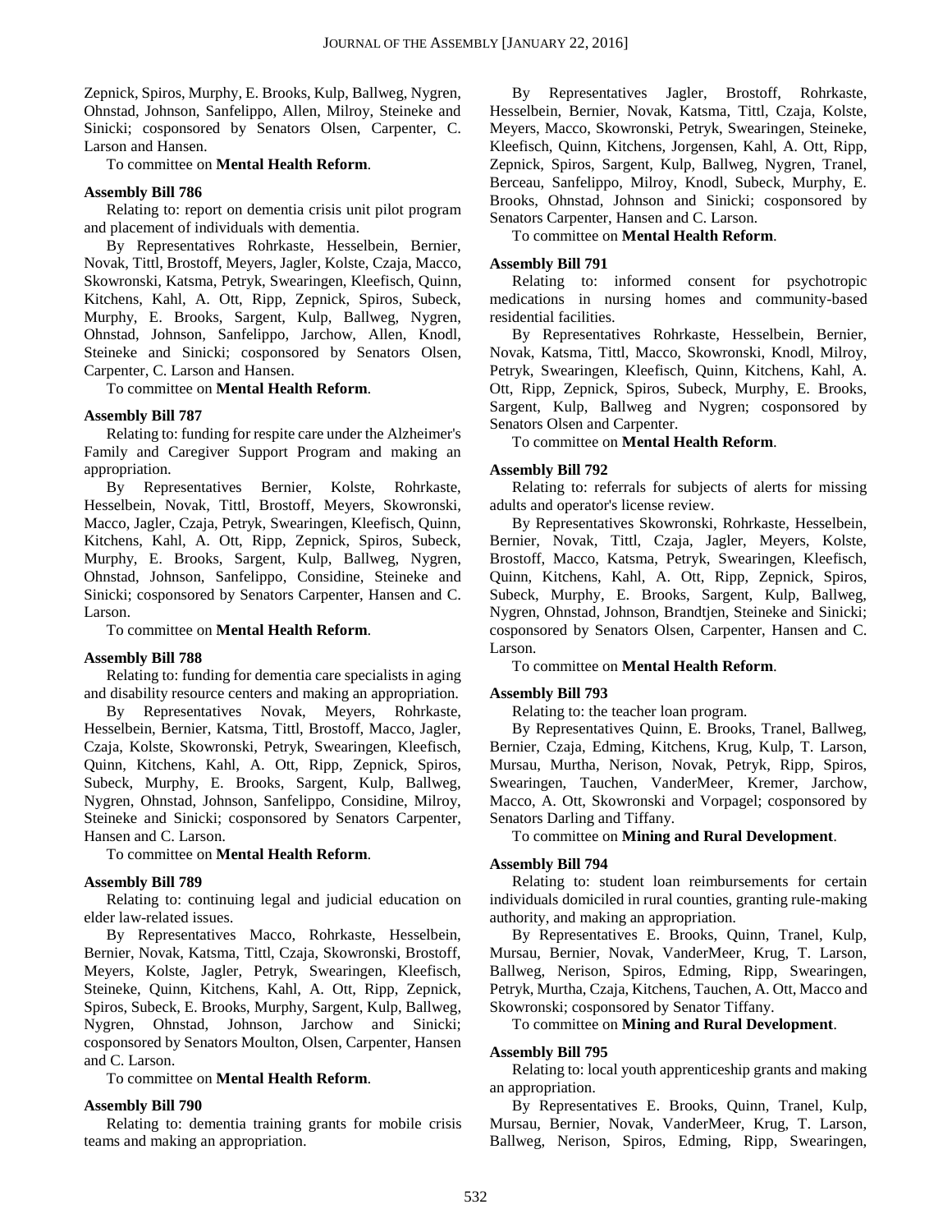Zepnick, Spiros, Murphy, E. Brooks, Kulp, Ballweg, Nygren, Ohnstad, Johnson, Sanfelippo, Allen, Milroy, Steineke and Sinicki; cosponsored by Senators Olsen, Carpenter, C. Larson and Hansen.

To committee on **Mental Health Reform**.

**Assembly Bill 786**

Relating to: report on dementia crisis unit pilot program and placement of individuals with dementia.

By Representatives Rohrkaste, Hesselbein, Bernier, Novak, Tittl, Brostoff, Meyers, Jagler, Kolste, Czaja, Macco, Skowronski, Katsma, Petryk, Swearingen, Kleefisch, Quinn, Kitchens, Kahl, A. Ott, Ripp, Zepnick, Spiros, Subeck, Murphy, E. Brooks, Sargent, Kulp, Ballweg, Nygren, Ohnstad, Johnson, Sanfelippo, Jarchow, Allen, Knodl, Steineke and Sinicki; cosponsored by Senators Olsen, Carpenter, C. Larson and Hansen.

To committee on **Mental Health Reform**.

**Assembly Bill 787**

Relating to: funding for respite care under the Alzheimer's Family and Caregiver Support Program and making an appropriation.

By Representatives Bernier, Kolste, Rohrkaste, Hesselbein, Novak, Tittl, Brostoff, Meyers, Skowronski, Macco, Jagler, Czaja, Petryk, Swearingen, Kleefisch, Quinn, Kitchens, Kahl, A. Ott, Ripp, Zepnick, Spiros, Subeck, Murphy, E. Brooks, Sargent, Kulp, Ballweg, Nygren, Ohnstad, Johnson, Sanfelippo, Considine, Steineke and Sinicki; cosponsored by Senators Carpenter, Hansen and C. Larson.

To committee on **Mental Health Reform**.

**Assembly Bill 788**

Relating to: funding for dementia care specialists in aging and disability resource centers and making an appropriation.

By Representatives Novak, Meyers, Rohrkaste, Hesselbein, Bernier, Katsma, Tittl, Brostoff, Macco, Jagler, Czaja, Kolste, Skowronski, Petryk, Swearingen, Kleefisch, Quinn, Kitchens, Kahl, A. Ott, Ripp, Zepnick, Spiros, Subeck, Murphy, E. Brooks, Sargent, Kulp, Ballweg, Nygren, Ohnstad, Johnson, Sanfelippo, Considine, Milroy, Steineke and Sinicki; cosponsored by Senators Carpenter, Hansen and C. Larson.

To committee on **Mental Health Reform**.

**Assembly Bill 789**

Relating to: continuing legal and judicial education on elder law-related issues.

By Representatives Macco, Rohrkaste, Hesselbein, Bernier, Novak, Katsma, Tittl, Czaja, Skowronski, Brostoff, Meyers, Kolste, Jagler, Petryk, Swearingen, Kleefisch, Steineke, Quinn, Kitchens, Kahl, A. Ott, Ripp, Zepnick, Spiros, Subeck, E. Brooks, Murphy, Sargent, Kulp, Ballweg, Nygren, Ohnstad, Johnson, Jarchow and Sinicki; cosponsored by Senators Moulton, Olsen, Carpenter, Hansen and C. Larson.

To committee on **Mental Health Reform**.

**Assembly Bill 790**

Relating to: dementia training grants for mobile crisis teams and making an appropriation.

By Representatives Jagler, Brostoff, Rohrkaste, Hesselbein, Bernier, Novak, Katsma, Tittl, Czaja, Kolste, Meyers, Macco, Skowronski, Petryk, Swearingen, Steineke, Kleefisch, Quinn, Kitchens, Jorgensen, Kahl, A. Ott, Ripp, Zepnick, Spiros, Sargent, Kulp, Ballweg, Nygren, Tranel, Berceau, Sanfelippo, Milroy, Knodl, Subeck, Murphy, E. Brooks, Ohnstad, Johnson and Sinicki; cosponsored by Senators Carpenter, Hansen and C. Larson.

To committee on **Mental Health Reform**.

**Assembly Bill 791**

Relating to: informed consent for psychotropic medications in nursing homes and community-based residential facilities.

By Representatives Rohrkaste, Hesselbein, Bernier, Novak, Katsma, Tittl, Macco, Skowronski, Knodl, Milroy, Petryk, Swearingen, Kleefisch, Quinn, Kitchens, Kahl, A. Ott, Ripp, Zepnick, Spiros, Subeck, Murphy, E. Brooks, Sargent, Kulp, Ballweg and Nygren; cosponsored by Senators Olsen and Carpenter.

To committee on **Mental Health Reform**.

**Assembly Bill 792**

Relating to: referrals for subjects of alerts for missing adults and operator's license review.

By Representatives Skowronski, Rohrkaste, Hesselbein, Bernier, Novak, Tittl, Czaja, Jagler, Meyers, Kolste, Brostoff, Macco, Katsma, Petryk, Swearingen, Kleefisch, Quinn, Kitchens, Kahl, A. Ott, Ripp, Zepnick, Spiros, Subeck, Murphy, E. Brooks, Sargent, Kulp, Ballweg, Nygren, Ohnstad, Johnson, Brandtjen, Steineke and Sinicki; cosponsored by Senators Olsen, Carpenter, Hansen and C. Larson.

To committee on **Mental Health Reform**.

**Assembly Bill 793**

Relating to: the teacher loan program.

By Representatives Quinn, E. Brooks, Tranel, Ballweg, Bernier, Czaja, Edming, Kitchens, Krug, Kulp, T. Larson, Mursau, Murtha, Nerison, Novak, Petryk, Ripp, Spiros, Swearingen, Tauchen, VanderMeer, Kremer, Jarchow, Macco, A. Ott, Skowronski and Vorpagel; cosponsored by Senators Darling and Tiffany.

To committee on **Mining and Rural Development**.

**Assembly Bill 794**

Relating to: student loan reimbursements for certain individuals domiciled in rural counties, granting rule-making authority, and making an appropriation.

By Representatives E. Brooks, Quinn, Tranel, Kulp, Mursau, Bernier, Novak, VanderMeer, Krug, T. Larson, Ballweg, Nerison, Spiros, Edming, Ripp, Swearingen, Petryk, Murtha, Czaja, Kitchens, Tauchen, A. Ott, Macco and Skowronski; cosponsored by Senator Tiffany.

To committee on **Mining and Rural Development**.

**Assembly Bill 795**

Relating to: local youth apprenticeship grants and making an appropriation.

By Representatives E. Brooks, Quinn, Tranel, Kulp, Mursau, Bernier, Novak, VanderMeer, Krug, T. Larson, Ballweg, Nerison, Spiros, Edming, Ripp, Swearingen,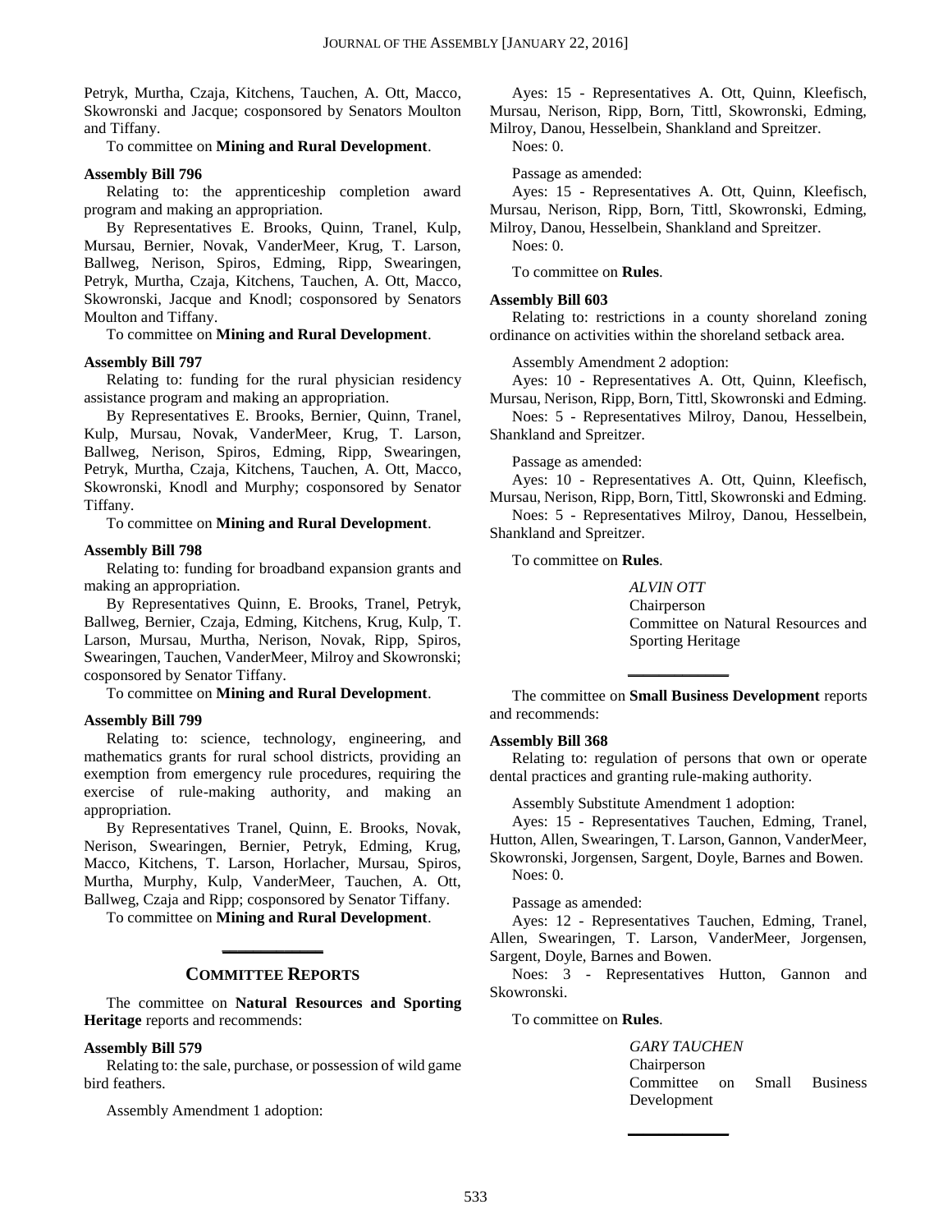Petryk, Murtha, Czaja, Kitchens, Tauchen, A. Ott, Macco, Skowronski and Jacque; cosponsored by Senators Moulton and Tiffany.

To committee on **Mining and Rural Development**.

**Assembly Bill 796**

Relating to: the apprenticeship completion award program and making an appropriation.

By Representatives E. Brooks, Quinn, Tranel, Kulp, Mursau, Bernier, Novak, VanderMeer, Krug, T. Larson, Ballweg, Nerison, Spiros, Edming, Ripp, Swearingen, Petryk, Murtha, Czaja, Kitchens, Tauchen, A. Ott, Macco, Skowronski, Jacque and Knodl; cosponsored by Senators Moulton and Tiffany.

To committee on **Mining and Rural Development**.

**Assembly Bill 797**

Relating to: funding for the rural physician residency assistance program and making an appropriation.

By Representatives E. Brooks, Bernier, Quinn, Tranel, Kulp, Mursau, Novak, VanderMeer, Krug, T. Larson, Ballweg, Nerison, Spiros, Edming, Ripp, Swearingen, Petryk, Murtha, Czaja, Kitchens, Tauchen, A. Ott, Macco, Skowronski, Knodl and Murphy; cosponsored by Senator Tiffany.

To committee on **Mining and Rural Development**.

**Assembly Bill 798**

Relating to: funding for broadband expansion grants and making an appropriation.

By Representatives Quinn, E. Brooks, Tranel, Petryk, Ballweg, Bernier, Czaja, Edming, Kitchens, Krug, Kulp, T. Larson, Mursau, Murtha, Nerison, Novak, Ripp, Spiros, Swearingen, Tauchen, VanderMeer, Milroy and Skowronski; cosponsored by Senator Tiffany.

To committee on **Mining and Rural Development**.

**Assembly Bill 799**

Relating to: science, technology, engineering, and mathematics grants for rural school districts, providing an exemption from emergency rule procedures, requiring the exercise of rule-making authority, and making an appropriation.

By Representatives Tranel, Quinn, E. Brooks, Novak, Nerison, Swearingen, Bernier, Petryk, Edming, Krug, Macco, Kitchens, T. Larson, Horlacher, Mursau, Spiros, Murtha, Murphy, Kulp, VanderMeer, Tauchen, A. Ott, Ballweg, Czaja and Ripp; cosponsored by Senator Tiffany.

To committee on **Mining and Rural Development**.

## COMMITTEE REPORTS

The committee on **Natural Resources and Sporting Heritage** reports and recommends:

**Assembly Bill 579**

Relating to: the sale, purchase, or possession of wild game bird feathers.

Assembly Amendment 1 adoption:

Ayes: 15 - Representatives A. Ott, Quinn, Kleefisch, Mursau, Nerison, Ripp, Born, Tittl, Skowronski, Edming, Milroy, Danou, Hesselbein, Shankland and Spreitzer.

Noes: 0.

Passage as amended:

Ayes: 15 - Representatives A. Ott, Quinn, Kleefisch, Mursau, Nerison, Ripp, Born, Tittl, Skowronski, Edming, Milroy, Danou, Hesselbein, Shankland and Spreitzer.

Noes: 0.

To committee on **Rules**.

**Assembly Bill 603**

Relating to: restrictions in a county shoreland zoning ordinance on activities within the shoreland setback area.

Assembly Amendment 2 adoption:

Ayes: 10 - Representatives A. Ott, Quinn, Kleefisch, Mursau, Nerison, Ripp, Born, Tittl, Skowronski and Edming.

Noes: 5 - Representatives Milroy, Danou, Hesselbein, Shankland and Spreitzer.

Passage as amended:

Ayes: 10 - Representatives A. Ott, Quinn, Kleefisch, Mursau, Nerison, Ripp, Born, Tittl, Skowronski and Edming.

Noes: 5 - Representatives Milroy, Danou, Hesselbein, Shankland and Spreitzer.

To committee on **Rules**.

*ALVIN OTT*
Chairperson
Committee on Natural Resources and Sporting Heritage

The committee on **Small Business Development** reports and recommends:

**Assembly Bill 368**

Relating to: regulation of persons that own or operate dental practices and granting rule-making authority.

Assembly Substitute Amendment 1 adoption:

Ayes: 15 - Representatives Tauchen, Edming, Tranel, Hutton, Allen, Swearingen, T. Larson, Gannon, VanderMeer, Skowronski, Jorgensen, Sargent, Doyle, Barnes and Bowen.

Noes: 0.

Passage as amended:

Ayes: 12 - Representatives Tauchen, Edming, Tranel, Allen, Swearingen, T. Larson, VanderMeer, Jorgensen, Sargent, Doyle, Barnes and Bowen.

Noes: 3 - Representatives Hutton, Gannon and Skowronski.

To committee on **Rules**.

*GARY TAUCHEN*
Chairperson
Committee on Small Business Development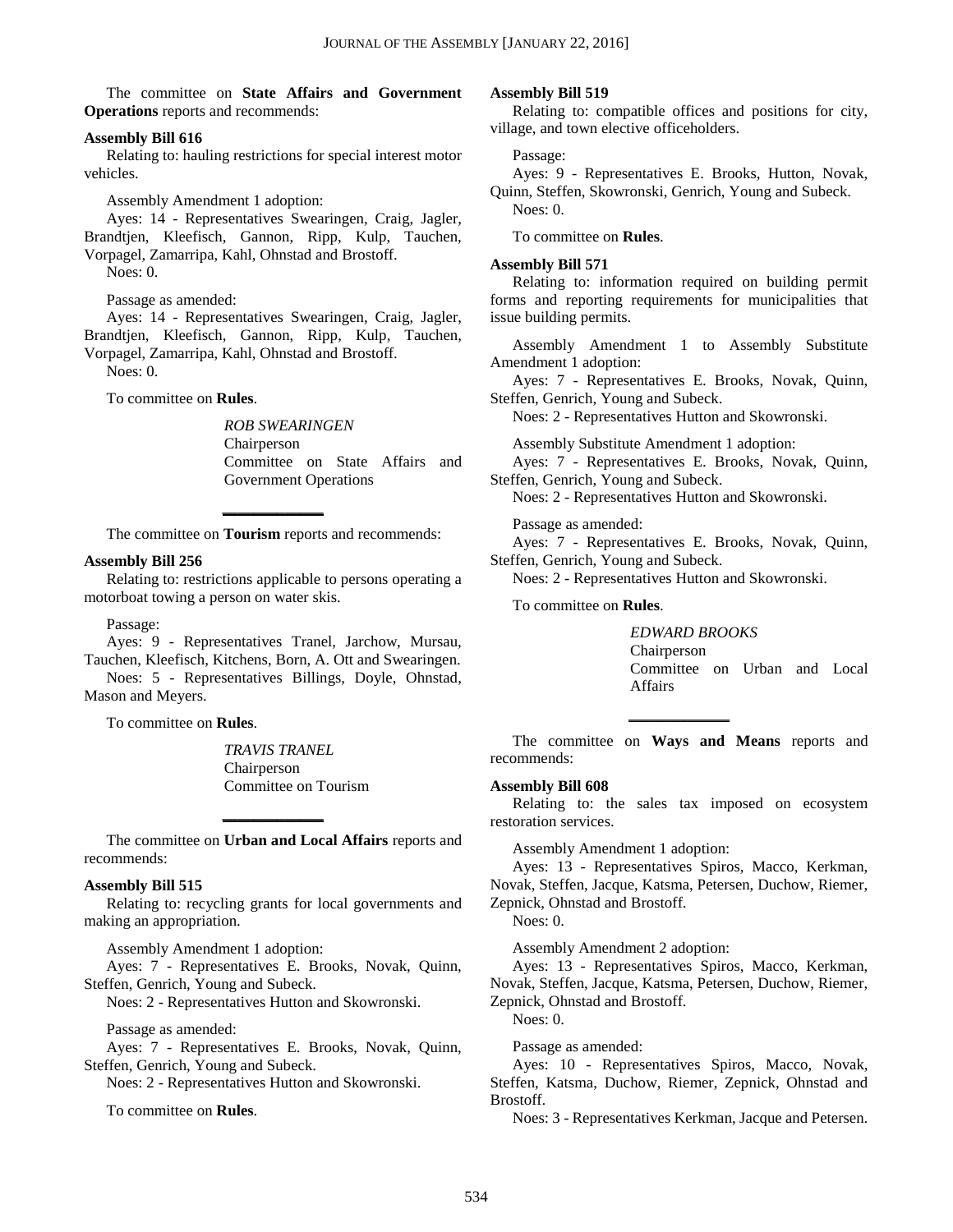The committee on **State Affairs and Government Operations** reports and recommends:

**Assembly Bill 616**

Relating to: hauling restrictions for special interest motor vehicles.

Assembly Amendment 1 adoption:

Ayes: 14 - Representatives Swearingen, Craig, Jagler, Brandtjen, Kleefisch, Gannon, Ripp, Kulp, Tauchen, Vorpagel, Zamarripa, Kahl, Ohnstad and Brostoff.

Noes: 0.

Passage as amended:

Ayes: 14 - Representatives Swearingen, Craig, Jagler, Brandtjen, Kleefisch, Gannon, Ripp, Kulp, Tauchen, Vorpagel, Zamarripa, Kahl, Ohnstad and Brostoff.

Noes: 0.

To committee on **Rules**.

*ROB SWEARINGEN*
Chairperson
Committee on State Affairs and Government Operations

---

The committee on **Tourism** reports and recommends:

**Assembly Bill 256**

Relating to: restrictions applicable to persons operating a motorboat towing a person on water skis.

Passage:

Ayes: 9 - Representatives Tranel, Jarchow, Mursau, Tauchen, Kleefisch, Kitchens, Born, A. Ott and Swearingen.

Noes: 5 - Representatives Billings, Doyle, Ohnstad, Mason and Meyers.

To committee on **Rules**.

*TRAVIS TRANEL*
Chairperson
Committee on Tourism

---

The committee on **Urban and Local Affairs** reports and recommends:

**Assembly Bill 515**

Relating to: recycling grants for local governments and making an appropriation.

Assembly Amendment 1 adoption:

Ayes: 7 - Representatives E. Brooks, Novak, Quinn, Steffen, Genrich, Young and Subeck.

Noes: 2 - Representatives Hutton and Skowronski.

Passage as amended:

Ayes: 7 - Representatives E. Brooks, Novak, Quinn, Steffen, Genrich, Young and Subeck.

Noes: 2 - Representatives Hutton and Skowronski.

To committee on **Rules**.

**Assembly Bill 519**

Relating to: compatible offices and positions for city, village, and town elective officeholders.

Passage:

Ayes: 9 - Representatives E. Brooks, Hutton, Novak, Quinn, Steffen, Skowronski, Genrich, Young and Subeck.

Noes: 0.

To committee on **Rules**.

**Assembly Bill 571**

Relating to: information required on building permit forms and reporting requirements for municipalities that issue building permits.

Assembly Amendment 1 to Assembly Substitute Amendment 1 adoption:

Ayes: 7 - Representatives E. Brooks, Novak, Quinn, Steffen, Genrich, Young and Subeck.

Noes: 2 - Representatives Hutton and Skowronski.

Assembly Substitute Amendment 1 adoption:

Ayes: 7 - Representatives E. Brooks, Novak, Quinn, Steffen, Genrich, Young and Subeck.

Noes: 2 - Representatives Hutton and Skowronski.

Passage as amended:

Ayes: 7 - Representatives E. Brooks, Novak, Quinn, Steffen, Genrich, Young and Subeck.

Noes: 2 - Representatives Hutton and Skowronski.

To committee on **Rules**.

*EDWARD BROOKS*
Chairperson
Committee on Urban and Local Affairs

---

The committee on **Ways and Means** reports and recommends:

**Assembly Bill 608**

Relating to: the sales tax imposed on ecosystem restoration services.

Assembly Amendment 1 adoption:

Ayes: 13 - Representatives Spiros, Macco, Kerkman, Novak, Steffen, Jacque, Katsma, Petersen, Duchow, Riemer, Zepnick, Ohnstad and Brostoff.

Noes: 0.

Assembly Amendment 2 adoption:

Ayes: 13 - Representatives Spiros, Macco, Kerkman, Novak, Steffen, Jacque, Katsma, Petersen, Duchow, Riemer, Zepnick, Ohnstad and Brostoff.

Noes: 0.

Passage as amended:

Ayes: 10 - Representatives Spiros, Macco, Novak, Steffen, Katsma, Duchow, Riemer, Zepnick, Ohnstad and Brostoff.

Noes: 3 - Representatives Kerkman, Jacque and Petersen.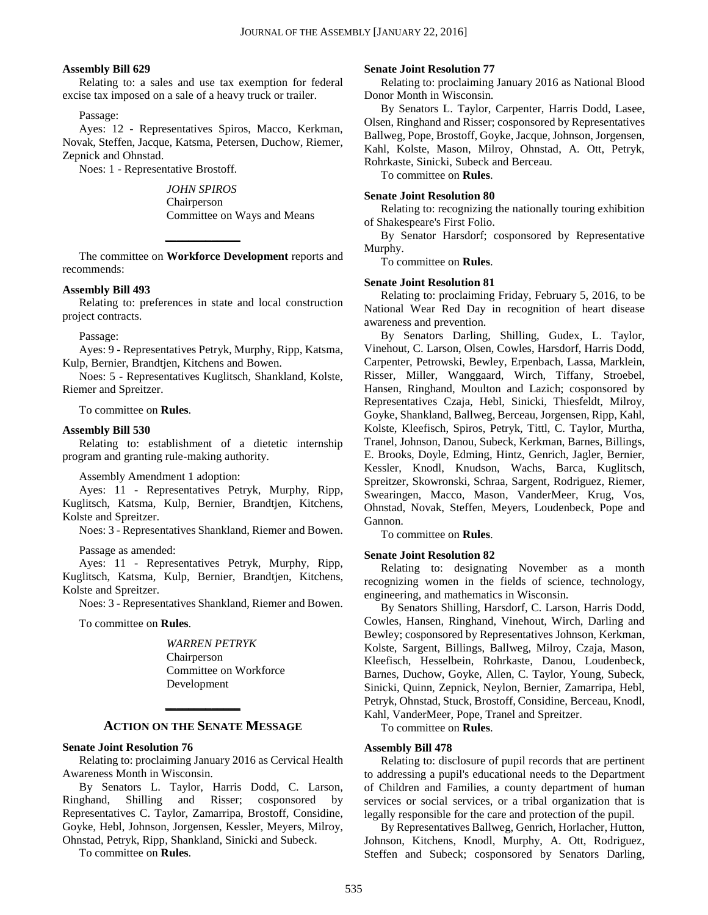**Assembly Bill 629**

Relating to: a sales and use tax exemption for federal excise tax imposed on a sale of a heavy truck or trailer.

Passage:

Ayes: 12 - Representatives Spiros, Macco, Kerkman, Novak, Steffen, Jacque, Katsma, Petersen, Duchow, Riemer, Zepnick and Ohnstad.

Noes: 1 - Representative Brostoff.

*JOHN SPIROS*
Chairperson
Committee on Ways and Means

---

The committee on **Workforce Development** reports and recommends:

**Assembly Bill 493**

Relating to: preferences in state and local construction project contracts.

Passage:

Ayes: 9 - Representatives Petryk, Murphy, Ripp, Katsma, Kulp, Bernier, Brandtjen, Kitchens and Bowen.

Noes: 5 - Representatives Kuglitsch, Shankland, Kolste, Riemer and Spreitzer.

To committee on **Rules**.

**Assembly Bill 530**

Relating to: establishment of a dietetic internship program and granting rule-making authority.

Assembly Amendment 1 adoption:

Ayes: 11 - Representatives Petryk, Murphy, Ripp, Kuglitsch, Katsma, Kulp, Bernier, Brandtjen, Kitchens, Kolste and Spreitzer.

Noes: 3 - Representatives Shankland, Riemer and Bowen.

Passage as amended:

Ayes: 11 - Representatives Petryk, Murphy, Ripp, Kuglitsch, Katsma, Kulp, Bernier, Brandtjen, Kitchens, Kolste and Spreitzer.

Noes: 3 - Representatives Shankland, Riemer and Bowen.

To committee on **Rules**.

*WARREN PETRYK*
Chairperson
Committee on Workforce Development

---

## ACTION ON THE SENATE MESSAGE

**Senate Joint Resolution 76**

Relating to: proclaiming January 2016 as Cervical Health Awareness Month in Wisconsin.

By Senators L. Taylor, Harris Dodd, C. Larson, Ringhand, Shilling and Risser; cosponsored by Representatives C. Taylor, Zamarripa, Brostoff, Considine, Goyke, Hebl, Johnson, Jorgensen, Kessler, Meyers, Milroy, Ohnstad, Petryk, Ripp, Shankland, Sinicki and Subeck.

To committee on **Rules**.

**Senate Joint Resolution 77**

Relating to: proclaiming January 2016 as National Blood Donor Month in Wisconsin.

By Senators L. Taylor, Carpenter, Harris Dodd, Lasee, Olsen, Ringhand and Risser; cosponsored by Representatives Ballweg, Pope, Brostoff, Goyke, Jacque, Johnson, Jorgensen, Kahl, Kolste, Mason, Milroy, Ohnstad, A. Ott, Petryk, Rohrkaste, Sinicki, Subeck and Berceau.

To committee on **Rules**.

**Senate Joint Resolution 80**

Relating to: recognizing the nationally touring exhibition of Shakespeare's First Folio.

By Senator Harsdorf; cosponsored by Representative Murphy.

To committee on **Rules**.

**Senate Joint Resolution 81**

Relating to: proclaiming Friday, February 5, 2016, to be National Wear Red Day in recognition of heart disease awareness and prevention.

By Senators Darling, Shilling, Gudex, L. Taylor, Vinehout, C. Larson, Olsen, Cowles, Harsdorf, Harris Dodd, Carpenter, Petrowski, Bewley, Erpenbach, Lassa, Marklein, Risser, Miller, Wanggaard, Wirch, Tiffany, Stroebel, Hansen, Ringhand, Moulton and Lazich; cosponsored by Representatives Czaja, Hebl, Sinicki, Thiesfeldt, Milroy, Goyke, Shankland, Ballweg, Berceau, Jorgensen, Ripp, Kahl, Kolste, Kleefisch, Spiros, Petryk, Tittl, C. Taylor, Murtha, Tranel, Johnson, Danou, Subeck, Kerkman, Barnes, Billings, E. Brooks, Doyle, Edming, Hintz, Genrich, Jagler, Bernier, Kessler, Knodl, Knudson, Wachs, Barca, Kuglitsch, Spreitzer, Skowronski, Schraa, Sargent, Rodriguez, Riemer, Swearingen, Macco, Mason, VanderMeer, Krug, Vos, Ohnstad, Novak, Steffen, Meyers, Loudenbeck, Pope and Gannon.

To committee on **Rules**.

**Senate Joint Resolution 82**

Relating to: designating November as a month recognizing women in the fields of science, technology, engineering, and mathematics in Wisconsin.

By Senators Shilling, Harsdorf, C. Larson, Harris Dodd, Cowles, Hansen, Ringhand, Vinehout, Wirch, Darling and Bewley; cosponsored by Representatives Johnson, Kerkman, Kolste, Sargent, Billings, Ballweg, Milroy, Czaja, Mason, Kleefisch, Hesselbein, Rohrkaste, Danou, Loudenbeck, Barnes, Duchow, Goyke, Allen, C. Taylor, Young, Subeck, Sinicki, Quinn, Zepnick, Neylon, Bernier, Zamarripa, Hebl, Petryk, Ohnstad, Stuck, Brostoff, Considine, Berceau, Knodl, Kahl, VanderMeer, Pope, Tranel and Spreitzer.

To committee on **Rules**.

**Assembly Bill 478**

Relating to: disclosure of pupil records that are pertinent to addressing a pupil's educational needs to the Department of Children and Families, a county department of human services or social services, or a tribal organization that is legally responsible for the care and protection of the pupil.

By Representatives Ballweg, Genrich, Horlacher, Hutton, Johnson, Kitchens, Knodl, Murphy, A. Ott, Rodriguez, Steffen and Subeck; cosponsored by Senators Darling,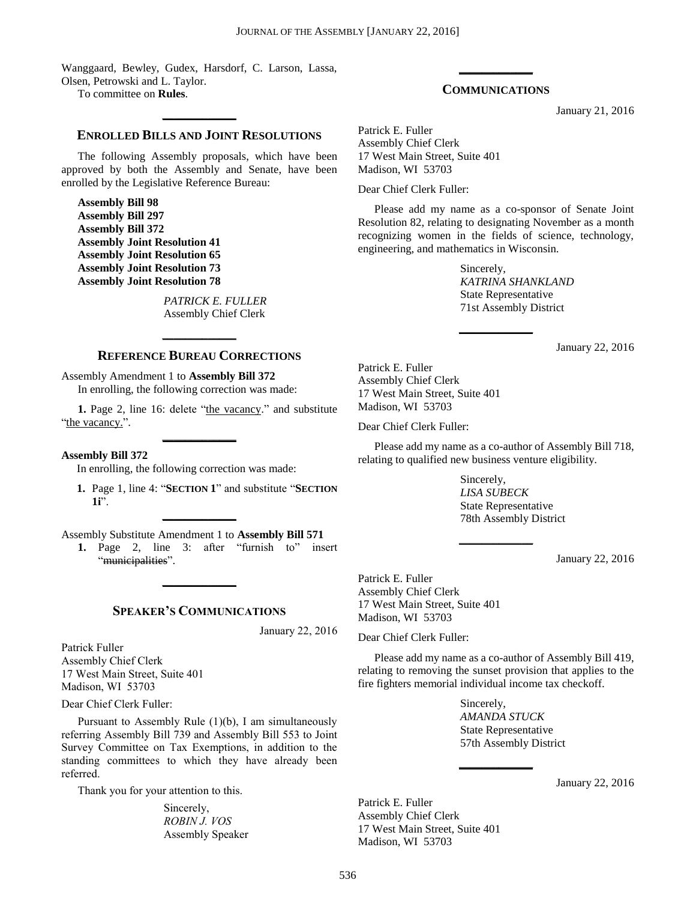Wanggaard, Bewley, Gudex, Harsdorf, C. Larson, Lassa, Olsen, Petrowski and L. Taylor.

To committee on **Rules**.

## ENROLLED BILLS AND JOINT RESOLUTIONS

The following Assembly proposals, which have been approved by both the Assembly and Senate, have been enrolled by the Legislative Reference Bureau:

**Assembly Bill 98**
**Assembly Bill 297**
**Assembly Bill 372**
**Assembly Joint Resolution 41**
**Assembly Joint Resolution 65**
**Assembly Joint Resolution 73**
**Assembly Joint Resolution 78**

*PATRICK E. FULLER*
Assembly Chief Clerk

## REFERENCE BUREAU CORRECTIONS

Assembly Amendment 1 to **Assembly Bill 372**

In enrolling, the following correction was made:

**1.** Page 2, line 16: delete "the vacancy." and substitute "the vacancy.".

**Assembly Bill 372**

In enrolling, the following correction was made:

**1.** Page 1, line 4: "**SECTION 1**" and substitute "**SECTION 1i**".

Assembly Substitute Amendment 1 to **Assembly Bill 571**

**1.** Page 2, line 3: after "furnish to" insert "~~municipalities~~".

## SPEAKER'S COMMUNICATIONS

January 22, 2016

Patrick Fuller
Assembly Chief Clerk
17 West Main Street, Suite 401
Madison, WI 53703

Dear Chief Clerk Fuller:

Pursuant to Assembly Rule (1)(b), I am simultaneously referring Assembly Bill 739 and Assembly Bill 553 to Joint Survey Committee on Tax Exemptions, in addition to the standing committees to which they have already been referred.

Thank you for your attention to this.

Sincerely,
*ROBIN J. VOS*
Assembly Speaker

## COMMUNICATIONS

January 21, 2016

Patrick E. Fuller
Assembly Chief Clerk
17 West Main Street, Suite 401
Madison, WI 53703

Dear Chief Clerk Fuller:

Please add my name as a co-sponsor of Senate Joint Resolution 82, relating to designating November as a month recognizing women in the fields of science, technology, engineering, and mathematics in Wisconsin.

Sincerely,
*KATRINA SHANKLAND*
State Representative
71st Assembly District

January 22, 2016

Patrick E. Fuller
Assembly Chief Clerk
17 West Main Street, Suite 401
Madison, WI 53703

Dear Chief Clerk Fuller:

Please add my name as a co-author of Assembly Bill 718, relating to qualified new business venture eligibility.

Sincerely,
*LISA SUBECK*
State Representative
78th Assembly District

January 22, 2016

Patrick E. Fuller
Assembly Chief Clerk
17 West Main Street, Suite 401
Madison, WI 53703

Dear Chief Clerk Fuller:

Please add my name as a co-author of Assembly Bill 419, relating to removing the sunset provision that applies to the fire fighters memorial individual income tax checkoff.

Sincerely,
*AMANDA STUCK*
State Representative
57th Assembly District

January 22, 2016

Patrick E. Fuller
Assembly Chief Clerk
17 West Main Street, Suite 401
Madison, WI 53703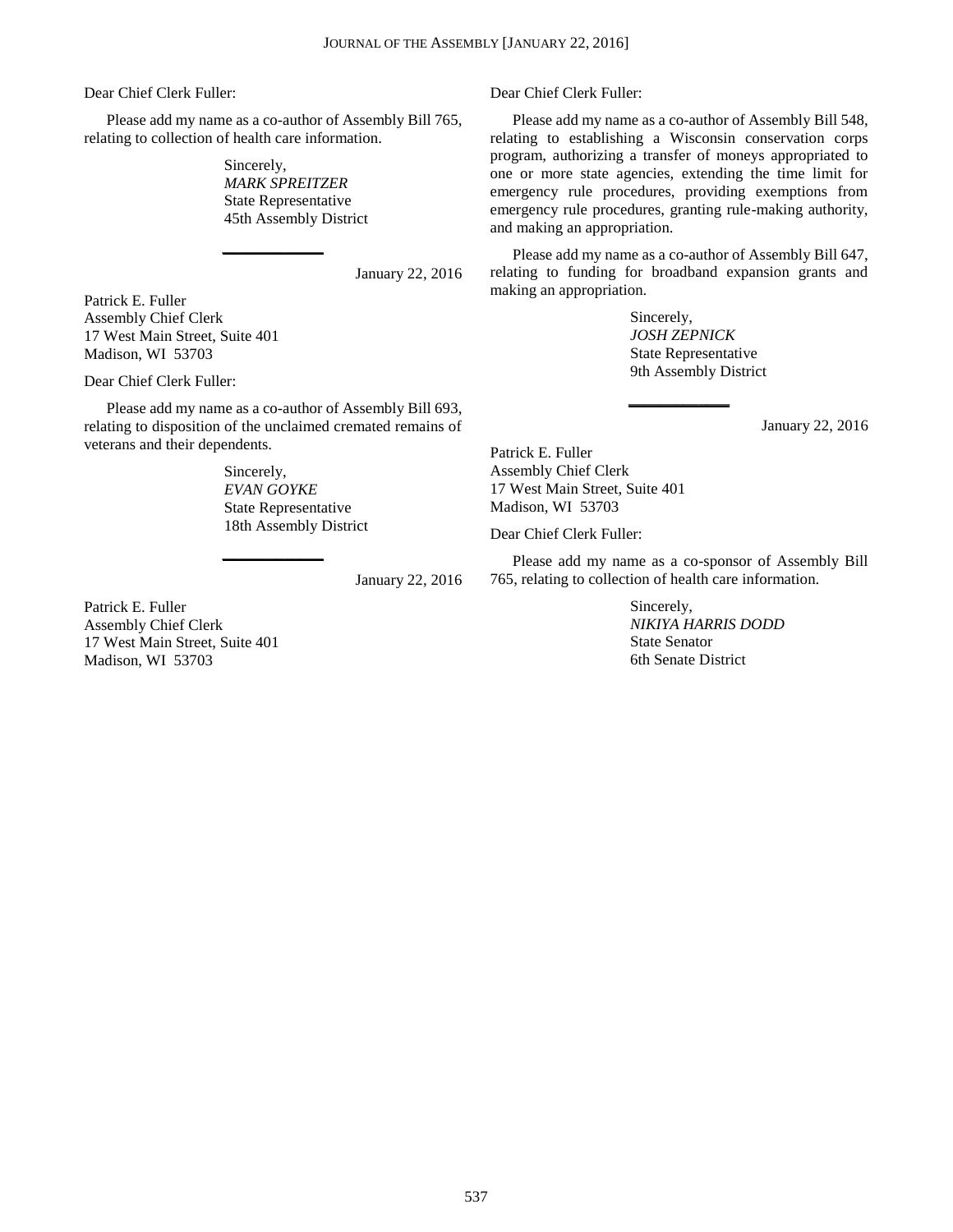Dear Chief Clerk Fuller:

Please add my name as a co-author of Assembly Bill 765, relating to collection of health care information.

Sincerely,
*MARK SPREITZER*
State Representative
45th Assembly District

---

January 22, 2016

Patrick E. Fuller
Assembly Chief Clerk
17 West Main Street, Suite 401
Madison, WI 53703

Dear Chief Clerk Fuller:

Please add my name as a co-author of Assembly Bill 693, relating to disposition of the unclaimed cremated remains of veterans and their dependents.

Sincerely,
*EVAN GOYKE*
State Representative
18th Assembly District

---

January 22, 2016

Patrick E. Fuller
Assembly Chief Clerk
17 West Main Street, Suite 401
Madison, WI 53703

Dear Chief Clerk Fuller:

Please add my name as a co-author of Assembly Bill 548, relating to establishing a Wisconsin conservation corps program, authorizing a transfer of moneys appropriated to one or more state agencies, extending the time limit for emergency rule procedures, providing exemptions from emergency rule procedures, granting rule-making authority, and making an appropriation.

Please add my name as a co-author of Assembly Bill 647, relating to funding for broadband expansion grants and making an appropriation.

Sincerely,
*JOSH ZEPNICK*
State Representative
9th Assembly District

---

January 22, 2016

Patrick E. Fuller
Assembly Chief Clerk
17 West Main Street, Suite 401
Madison, WI 53703

Dear Chief Clerk Fuller:

Please add my name as a co-sponsor of Assembly Bill 765, relating to collection of health care information.

Sincerely,
*NIKIYA HARRIS DODD*
State Senator
6th Senate District